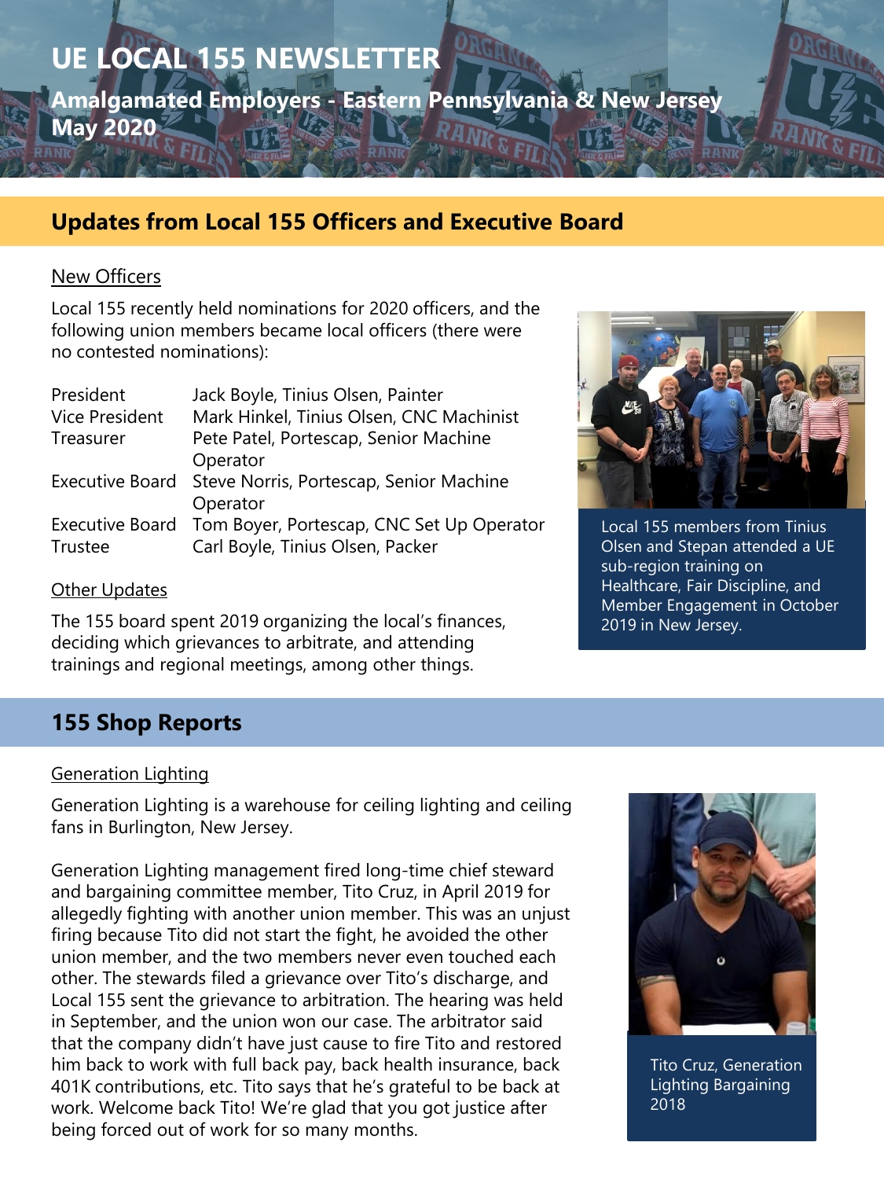# UE LOCAL 155 NEWSLETTER

**Amalgamated Employers - Eastern Pennsylvania & New Jersey**
**May 2020**

## Updates from Local 155 Officers and Executive Board

New Officers

Local 155 recently held nominations for 2020 officers, and the following union members became local officers (there were no contested nominations):

| | |
|---|---|
| President | Jack Boyle, Tinius Olsen, Painter |
| Vice President | Mark Hinkel, Tinius Olsen, CNC Machinist |
| Treasurer | Pete Patel, Portescap, Senior Machine Operator |
| Executive Board | Steve Norris, Portescap, Senior Machine Operator |
| Executive Board | Tom Boyer, Portescap, CNC Set Up Operator |
| Trustee | Carl Boyle, Tinius Olsen, Packer |

Other Updates

The 155 board spent 2019 organizing the local's finances, deciding which grievances to arbitrate, and attending trainings and regional meetings, among other things.

Local 155 members from Tinius Olsen and Stepan attended a UE sub-region training on Healthcare, Fair Discipline, and Member Engagement in October 2019 in New Jersey.

## 155 Shop Reports

Generation Lighting

Generation Lighting is a warehouse for ceiling lighting and ceiling fans in Burlington, New Jersey.

Generation Lighting management fired long-time chief steward and bargaining committee member, Tito Cruz, in April 2019 for allegedly fighting with another union member. This was an unjust firing because Tito did not start the fight, he avoided the other union member, and the two members never even touched each other. The stewards filed a grievance over Tito's discharge, and Local 155 sent the grievance to arbitration. The hearing was held in September, and the union won our case. The arbitrator said that the company didn't have just cause to fire Tito and restored him back to work with full back pay, back health insurance, back 401K contributions, etc. Tito says that he's grateful to be back at work. Welcome back Tito! We're glad that you got justice after being forced out of work for so many months.

Tito Cruz, Generation Lighting Bargaining 2018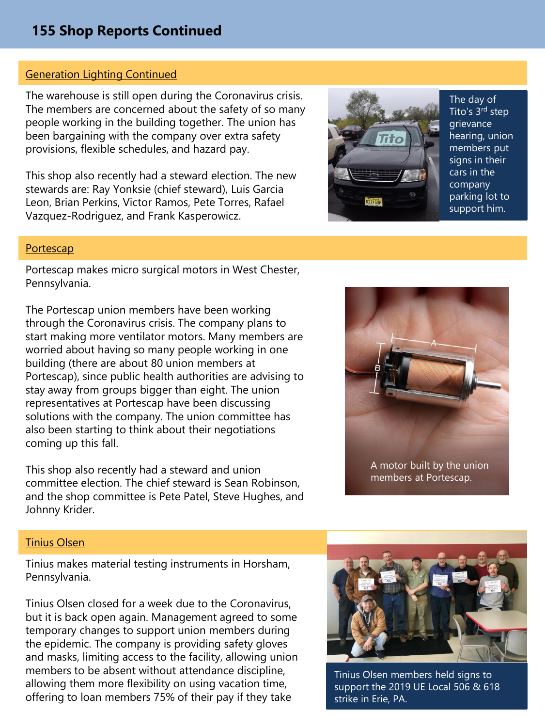## 155 Shop Reports Continued

### Generation Lighting Continued

The warehouse is still open during the Coronavirus crisis. The members are concerned about the safety of so many people working in the building together. The union has been bargaining with the company over extra safety provisions, flexible schedules, and hazard pay.

This shop also recently had a steward election. The new stewards are: Ray Yonksie (chief steward), Luis Garcia Leon, Brian Perkins, Victor Ramos, Pete Torres, Rafael Vazquez-Rodriguez, and Frank Kasperowicz.

The day of Tito's 3rd step grievance hearing, union members put signs in their cars in the company parking lot to support him.

### Portescap

Portescap makes micro surgical motors in West Chester, Pennsylvania.

The Portescap union members have been working through the Coronavirus crisis. The company plans to start making more ventilator motors. Many members are worried about having so many people working in one building (there are about 80 union members at Portescap), since public health authorities are advising to stay away from groups bigger than eight. The union representatives at Portescap have been discussing solutions with the company. The union committee has also been starting to think about their negotiations coming up this fall.

This shop also recently had a steward and union committee election. The chief steward is Sean Robinson, and the shop committee is Pete Patel, Steve Hughes, and Johnny Krider.

A motor built by the union members at Portescap.

### Tinius Olsen

Tinius makes material testing instruments in Horsham, Pennsylvania.

Tinius Olsen closed for a week due to the Coronavirus, but it is back open again. Management agreed to some temporary changes to support union members during the epidemic. The company is providing safety gloves and masks, limiting access to the facility, allowing union members to be absent without attendance discipline, allowing them more flexibility on using vacation time, offering to loan members 75% of their pay if they take

Tinius Olsen members held signs to support the 2019 UE Local 506 & 618 strike in Erie, PA.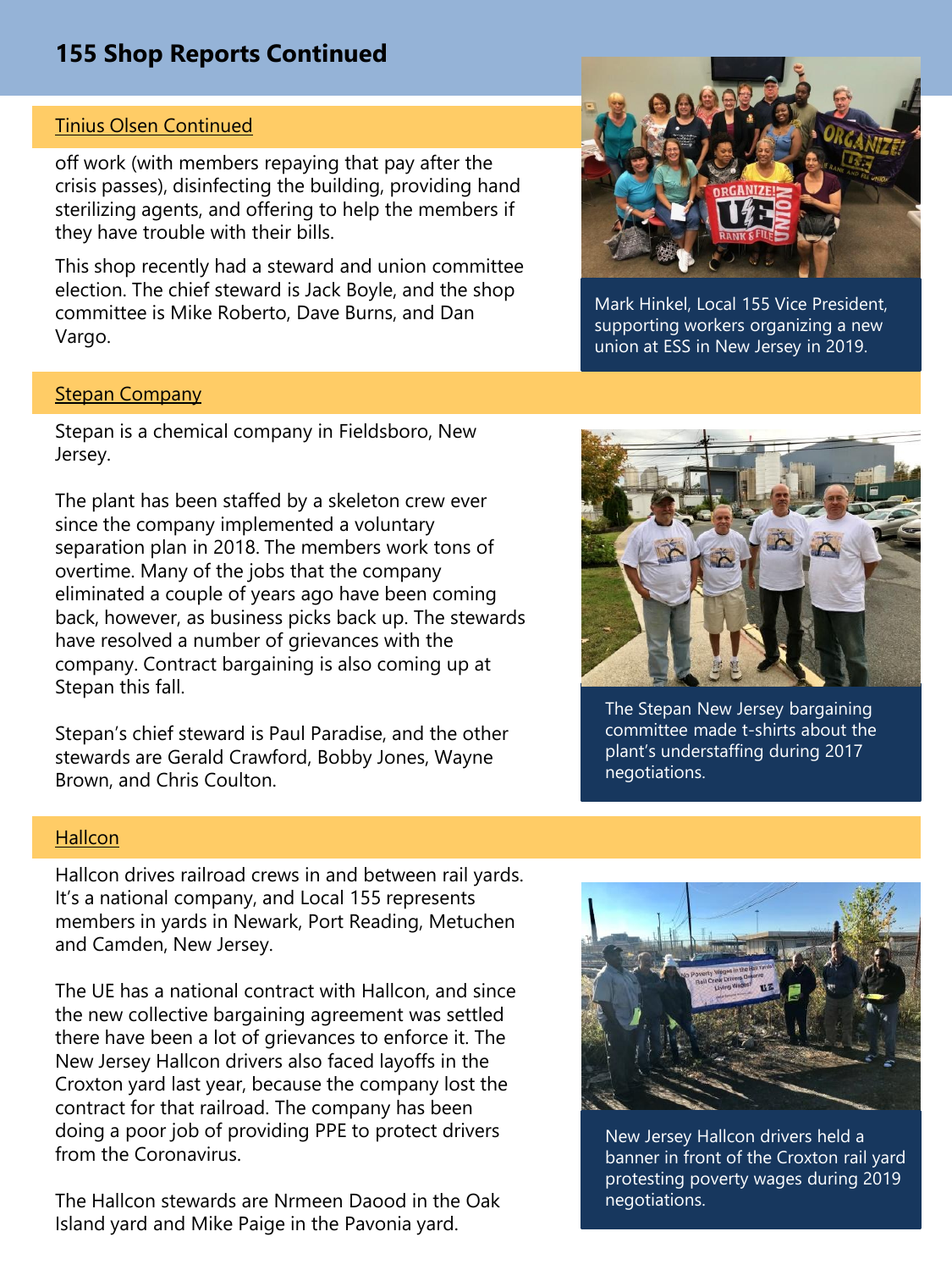# 155 Shop Reports Continued

## Tinius Olsen Continued

off work (with members repaying that pay after the crisis passes), disinfecting the building, providing hand sterilizing agents, and offering to help the members if they have trouble with their bills.

This shop recently had a steward and union committee election. The chief steward is Jack Boyle, and the shop committee is Mike Roberto, Dave Burns, and Dan Vargo.

Mark Hinkel, Local 155 Vice President, supporting workers organizing a new union at ESS in New Jersey in 2019.

## Stepan Company

Stepan is a chemical company in Fieldsboro, New Jersey.

The plant has been staffed by a skeleton crew ever since the company implemented a voluntary separation plan in 2018. The members work tons of overtime. Many of the jobs that the company eliminated a couple of years ago have been coming back, however, as business picks back up. The stewards have resolved a number of grievances with the company. Contract bargaining is also coming up at Stepan this fall.

Stepan's chief steward is Paul Paradise, and the other stewards are Gerald Crawford, Bobby Jones, Wayne Brown, and Chris Coulton.

The Stepan New Jersey bargaining committee made t-shirts about the plant's understaffing during 2017 negotiations.

## Hallcon

Hallcon drives railroad crews in and between rail yards. It's a national company, and Local 155 represents members in yards in Newark, Port Reading, Metuchen and Camden, New Jersey.

The UE has a national contract with Hallcon, and since the new collective bargaining agreement was settled there have been a lot of grievances to enforce it. The New Jersey Hallcon drivers also faced layoffs in the Croxton yard last year, because the company lost the contract for that railroad. The company has been doing a poor job of providing PPE to protect drivers from the Coronavirus.

The Hallcon stewards are Nrmeen Daood in the Oak Island yard and Mike Paige in the Pavonia yard.

New Jersey Hallcon drivers held a banner in front of the Croxton rail yard protesting poverty wages during 2019 negotiations.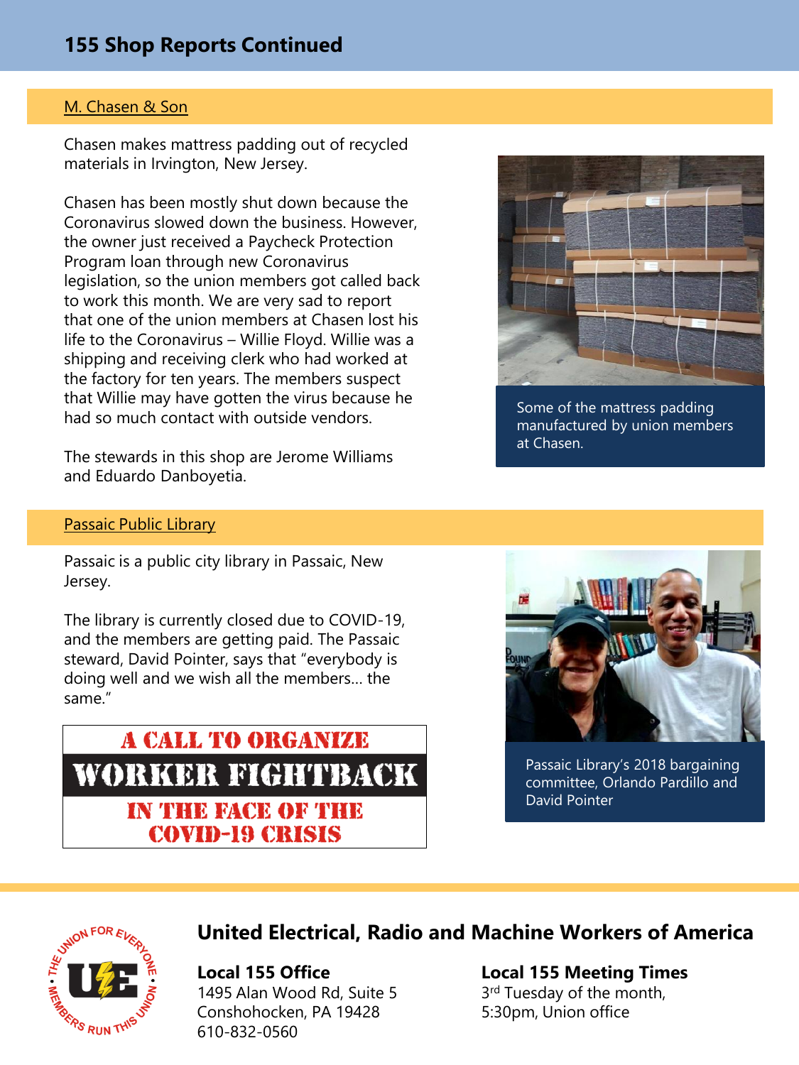## 155 Shop Reports Continued

### M. Chasen & Son

Chasen makes mattress padding out of recycled materials in Irvington, New Jersey.

Chasen has been mostly shut down because the Coronavirus slowed down the business. However, the owner just received a Paycheck Protection Program loan through new Coronavirus legislation, so the union members got called back to work this month. We are very sad to report that one of the union members at Chasen lost his life to the Coronavirus – Willie Floyd. Willie was a shipping and receiving clerk who had worked at the factory for ten years. The members suspect that Willie may have gotten the virus because he had so much contact with outside vendors.

The stewards in this shop are Jerome Williams and Eduardo Danboyetia.

Some of the mattress padding manufactured by union members at Chasen.

### Passaic Public Library

Passaic is a public city library in Passaic, New Jersey.

The library is currently closed due to COVID-19, and the members are getting paid. The Passaic steward, David Pointer, says "everybody is doing well and we wish all the members… the same."

A CALL TO ORGANIZE

WORKER FIGHTBACK

IN THE FACE OF THE COVID-19 CRISIS

Passaic Library's 2018 bargaining committee, Orlando Pardillo and David Pointer

**United Electrical, Radio and Machine Workers of America**

**Local 155 Office**
1495 Alan Wood Rd, Suite 5
Conshohocken, PA 19428
610-832-0560

**Local 155 Meeting Times**
3rd Tuesday of the month,
5:30pm, Union office